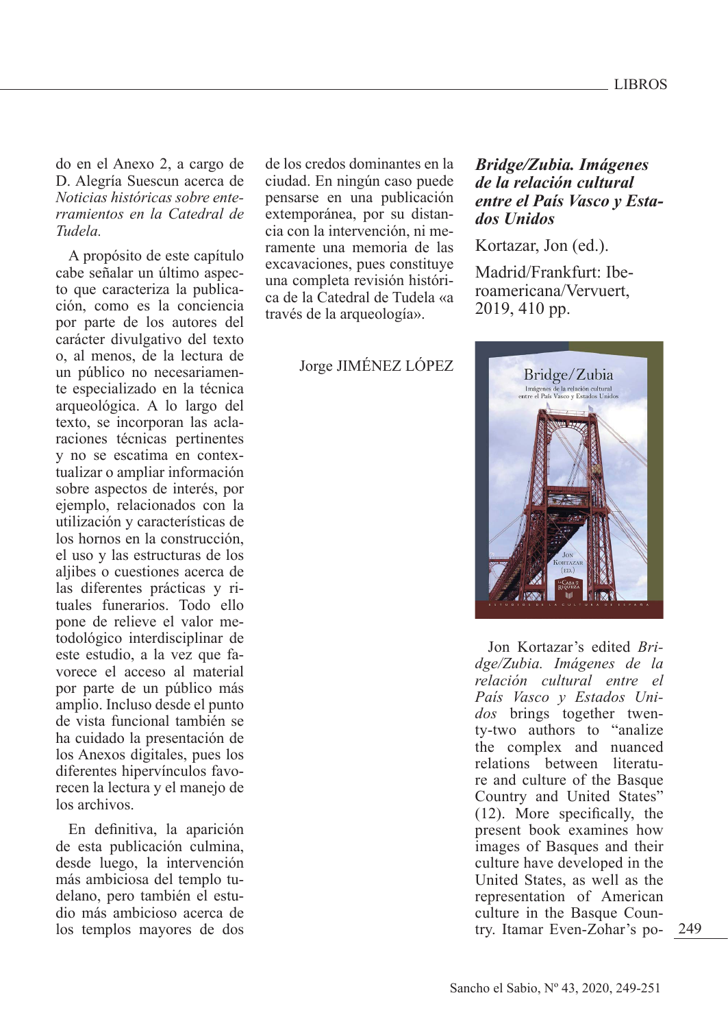do en el Anexo 2, a cargo de D. Alegría Suescun acerca de *Noticias históricas sobre enterramientos en la Catedral de Tudela.*

A propósito de este capítulo cabe señalar un último aspecto que caracteriza la publicación, como es la conciencia por parte de los autores del carácter divulgativo del texto o, al menos, de la lectura de un público no necesariamente especializado en la técnica arqueológica. A lo largo del texto, se incorporan las aclaraciones técnicas pertinentes y no se escatima en contextualizar o ampliar información sobre aspectos de interés, por ejemplo, relacionados con la utilización y características de los hornos en la construcción, el uso y las estructuras de los aljibes o cuestiones acerca de las diferentes prácticas y rituales funerarios. Todo ello pone de relieve el valor metodológico interdisciplinar de este estudio, a la vez que favorece el acceso al material por parte de un público más amplio. Incluso desde el punto de vista funcional también se ha cuidado la presentación de los Anexos digitales, pues los diferentes hipervínculos favorecen la lectura y el manejo de los archivos.

En definitiva, la aparición de esta publicación culmina, desde luego, la intervención más ambiciosa del templo tudelano, pero también el estudio más ambicioso acerca de los templos mayores de dos de los credos dominantes en la ciudad. En ningún caso puede pensarse en una publicación extemporánea, por su distancia con la intervención, ni meramente una memoria de las excavaciones, pues constituye una completa revisión histórica de la Catedral de Tudela «a través de la arqueología».

Jorge JIMÉNEZ LÓPEZ

## *Bridge/Zubia. Imágenes de la relación cultural entre el País Vasco y Estados Unidos*

Kortazar, Jon (ed.).

Madrid/Frankfurt: Iberoamericana/Vervuert, 2019, 410 pp.

Jon Kortazar's edited *Bridge/Zubia. Imágenes de la relación cultural entre el País Vasco y Estados Unidos* brings together twenty-two authors to "analize the complex and nuanced relations between literature and culture of the Basque Country and United States" (12). More specifically, the present book examines how images of Basques and their culture have developed in the United States, as well as the representation of American culture in the Basque Country. Itamar Even-Zohar's po-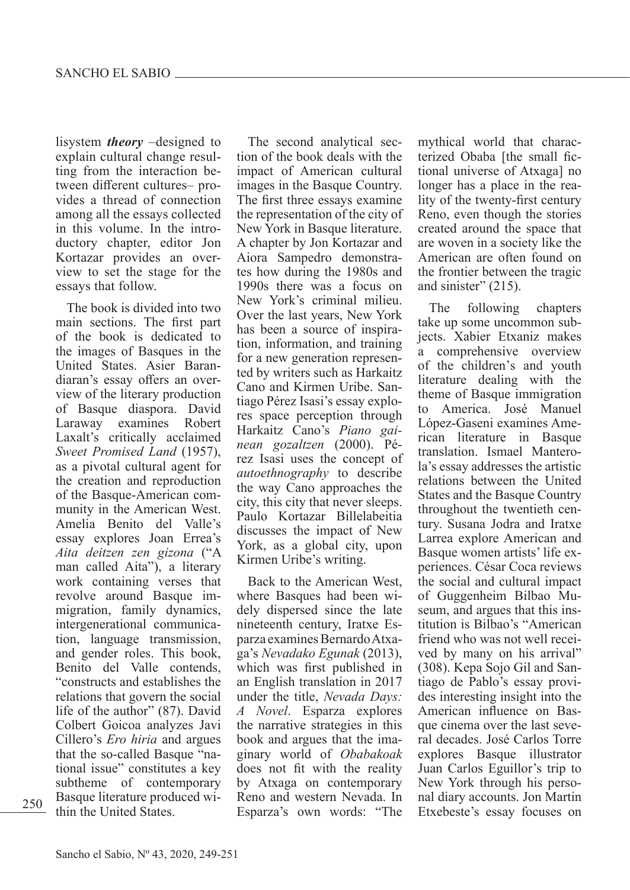lisystem ***theory*** –designed to explain cultural change resulting from the interaction between different cultures– provides a thread of connection among all the essays collected in this volume. In the introductory chapter, editor Jon Kortazar provides an overview to set the stage for the essays that follow.

The book is divided into two main sections. The first part of the book is dedicated to the images of Basques in the United States. Asier Barandiaran's essay offers an overview of the literary production of Basque diaspora. David Laraway examines Robert Laxalt's critically acclaimed *Sweet Promised Land* (1957), as a pivotal cultural agent for the creation and reproduction of the Basque-American community in the American West. Amelia Benito del Valle's essay explores Joan Errea's *Aita deitzen zen gizona* ("A man called Aita"), a literary work containing verses that revolve around Basque immigration, family dynamics, intergenerational communication, language transmission, and gender roles. This book, Benito del Valle contends, "constructs and establishes the relations that govern the social life of the author" (87). David Colbert Goicoa analyzes Javi Cillero's *Ero hiria* and argues that the so-called Basque "national issue" constitutes a key subtheme of contemporary Basque literature produced within the United States.

The second analytical section of the book deals with the impact of American cultural images in the Basque Country. The first three essays examine the representation of the city of New York in Basque literature. A chapter by Jon Kortazar and Aiora Sampedro demonstrates how during the 1980s and 1990s there was a focus on New York's criminal milieu. Over the last years, New York has been a source of inspiration, information, and training for a new generation represented by writers such as Harkaitz Cano and Kirmen Uribe. Santiago Pérez Isasi's essay explores space perception through Harkaitz Cano's *Piano gainean gozaltzen* (2000). Pérez Isasi uses the concept of *autoethnography* to describe the way Cano approaches the city, this city that never sleeps. Paulo Kortazar Billelabeitia discusses the impact of New York, as a global city, upon Kirmen Uribe's writing.

Back to the American West, where Basques had been widely dispersed since the late nineteenth century, Iratxe Esparza examines Bernardo Atxaga's *Nevadako Egunak* (2013), which was first published in an English translation in 2017 under the title, *Nevada Days: A Novel*. Esparza explores the narrative strategies in this book and argues that the imaginary world of *Obabakoak* does not fit with the reality by Atxaga on contemporary Reno and western Nevada. In Esparza's own words: "The mythical world that characterized Obaba [the small fictional universe of Atxaga] no longer has a place in the reality of the twenty-first century Reno, even though the stories created around the space that are woven in a society like the American are often found on the frontier between the tragic and sinister" (215).

The following chapters take up some uncommon subjects. Xabier Etxaniz makes a comprehensive overview of the children's and youth literature dealing with the theme of Basque immigration to America. José Manuel López-Gaseni examines American literature in Basque translation. Ismael Manterola's essay addresses the artistic relations between the United States and the Basque Country throughout the twentieth century. Susana Jodra and Iratxe Larrea explore American and Basque women artists' life experiences. César Coca reviews the social and cultural impact of Guggenheim Bilbao Museum, and argues that this institution is Bilbao's "American friend who was not well received by many on his arrival" (308). Kepa Sojo Gil and Santiago de Pablo's essay provides interesting insight into the American influence on Basque cinema over the last several decades. José Carlos Torre explores Basque illustrator Juan Carlos Eguillor's trip to New York through his personal diary accounts. Jon Martin Etxebeste's essay focuses on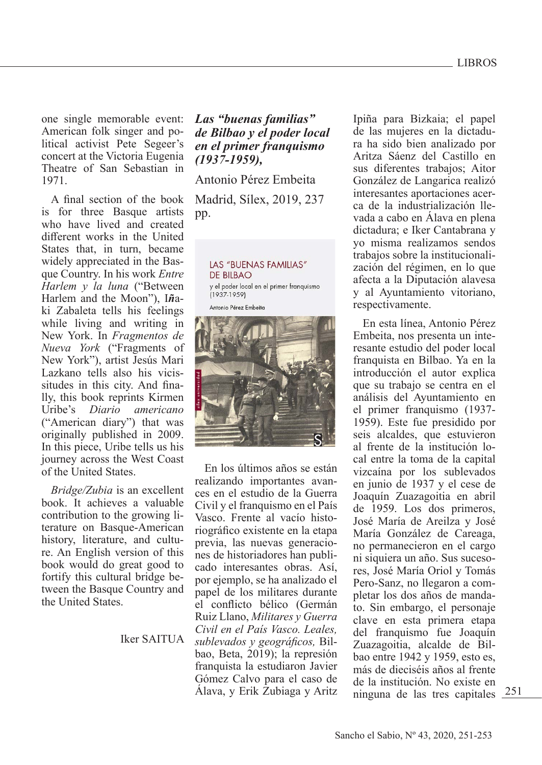one single memorable event: American folk singer and political activist Pete Segeer's concert at the Victoria Eugenia Theatre of San Sebastian in 1971.

A final section of the book is for three Basque artists who have lived and created different works in the United States that, in turn, became widely appreciated in the Basque Country. In his work *Entre Harlem y la luna* ("Between Harlem and the Moon"), Iñaki Zabaleta tells his feelings while living and writing in New York. In *Fragmentos de Nueva York* ("Fragments of New York"), artist Jesús Mari Lazkano tells also his vicissitudes in this city. And finally, this book reprints Kirmen Uribe's *Diario americano* ("American diary") that was originally published in 2009. In this piece, Uribe tells us his journey across the West Coast of the United States.

*Bridge/Zubia* is an excellent book. It achieves a valuable contribution to the growing literature on Basque-American history, literature, and culture. An English version of this book would do great good to fortify this cultural bridge between the Basque Country and the United States.

Iker SAITUA

## *Las "buenas familias" de Bilbao y el poder local en el primer franquismo (1937-1959),*

Antonio Pérez Embeita

Madrid, Sílex, 2019, 237 pp.

En los últimos años se están realizando importantes avances en el estudio de la Guerra Civil y el franquismo en el País Vasco. Frente al vacío historiográfico existente en la etapa previa, las nuevas generaciones de historiadores han publicado interesantes obras. Así, por ejemplo, se ha analizado el papel de los militares durante el conflicto bélico (Germán Ruiz Llano, *Militares y Guerra Civil en el País Vasco. Leales, sublevados y geográficos,* Bilbao, Beta, 2019); la represión franquista la estudiaron Javier Gómez Calvo para el caso de Álava, y Erik Zubiaga y Aritz Ipiña para Bizkaia; el papel de las mujeres en la dictadura ha sido bien analizado por Aritza Sáenz del Castillo en sus diferentes trabajos; Aitor González de Langarica realizó interesantes aportaciones acerca de la industrialización llevada a cabo en Álava en plena dictadura; e Iker Cantabrana y yo misma realizamos sendos trabajos sobre la institucionalización del régimen, en lo que afecta a la Diputación alavesa y al Ayuntamiento vitoriano, respectivamente.

En esta línea, Antonio Pérez Embeita, nos presenta un interesante estudio del poder local franquista en Bilbao. Ya en la introducción el autor explica que su trabajo se centra en el análisis del Ayuntamiento en el primer franquismo (1937-1959). Este fue presidido por seis alcaldes, que estuvieron al frente de la institución local entre la toma de la capital vizcaína por los sublevados en junio de 1937 y el cese de Joaquín Zuazagoitia en abril de 1959. Los dos primeros, José María de Areilza y José María González de Careaga, no permanecieron en el cargo ni siquiera un año. Sus sucesores, José María Oriol y Tomás Pero-Sanz, no llegaron a completar los dos años de mandato. Sin embargo, el personaje clave en esta primera etapa del franquismo fue Joaquín Zuazagoitia, alcalde de Bilbao entre 1942 y 1959, esto es, más de dieciséis años al frente de la institución. No existe en ninguna de las tres capitales